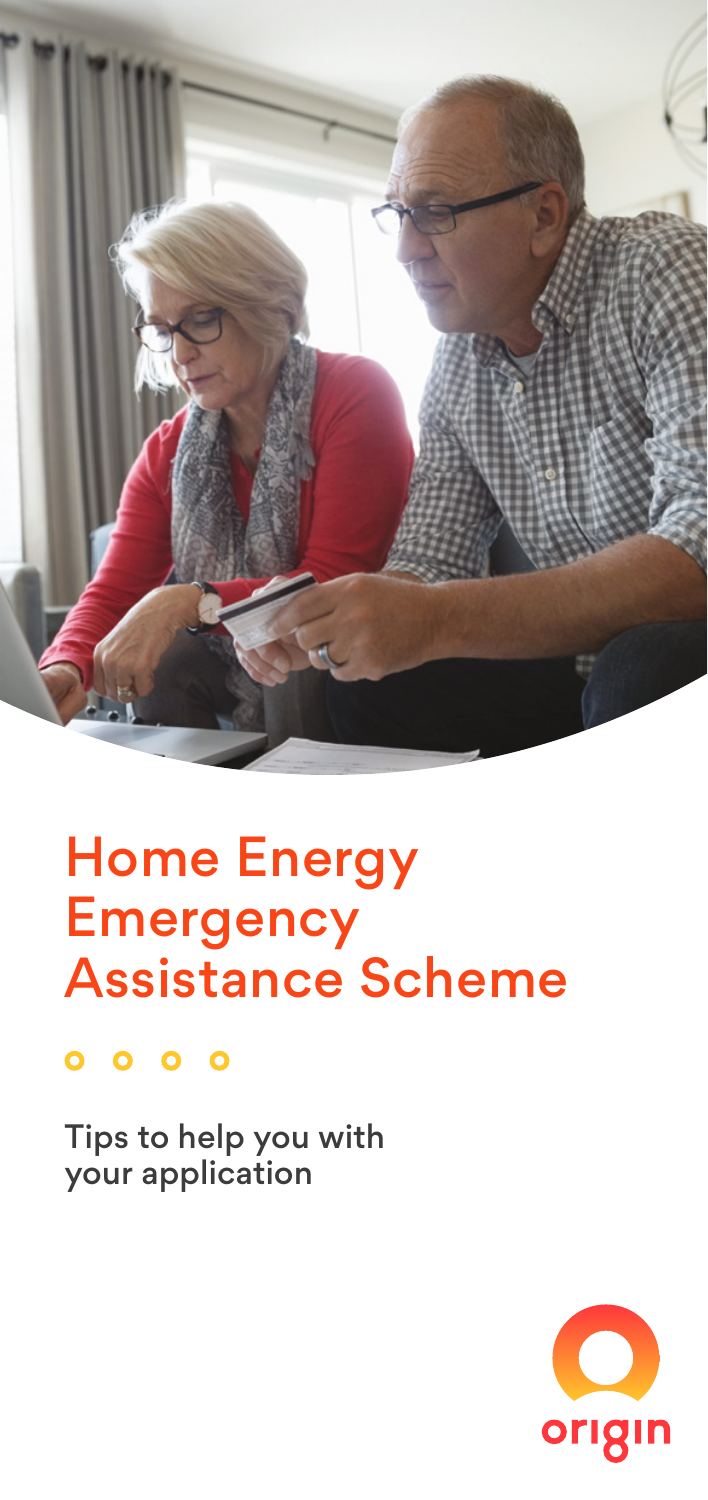# Home Energy Emergency Assistance Scheme

Tips to help you with your application

origin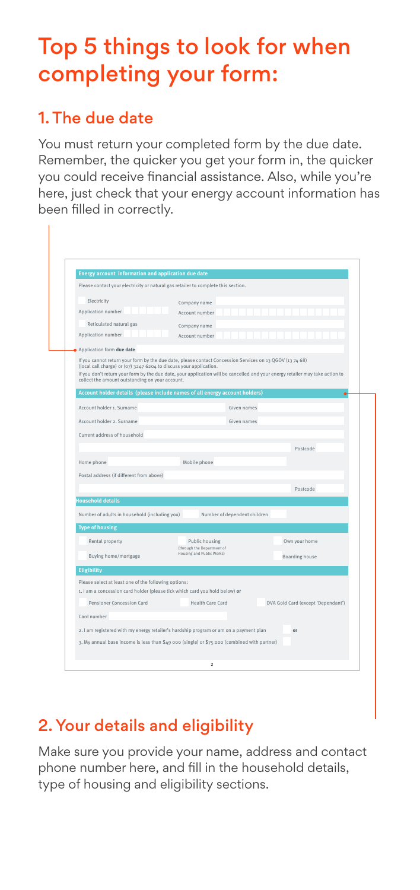# Top 5 things to look for when completing your form:

## 1. The due date

You must return your completed form by the due date. Remember, the quicker you get your form in, the quicker you could receive financial assistance. Also, while you're here, just check that your energy account information has been filled in correctly.

**Energy account information and application due date**

Please contact your electricity or natural gas retailer to complete this section.

| | |
|---|---|
| Electricity | Company name |
| Application number | Account number |
| Reticulated natural gas | Company name |
| Application number | Account number |

Application form **due date**

If you cannot return your form by the due date, please contact Concession Services on 13 QGOV (13 74 68) (local call charge) or (07) 3247 6204 to discuss your application.

If you don't return your form by the due date, your application will be cancelled and your energy retailer may take action to collect the amount outstanding on your account.

**Account holder details (please include names of all energy account holders)**

| | |
|---|---|
| Account holder 1. Surname | Given names |
| Account holder 2. Surname | Given names |

Current address of household

Postcode

Home phone | Mobile phone

Postal address (if different from above)

Postcode

**Household details**

Number of adults in household (including you) | Number of dependent children

**Type of housing**

| | | |
|---|---|---|
| Rental property | Public housing (through the Department of Housing and Public Works) | Own your home |
| Buying home/mortgage | | Boarding house |

**Eligibility**

Please select at least one of the following options:

1. I am a concession card holder (please tick which card you hold below) **or**

| | | |
|---|---|---|
| Pensioner Concession Card | Health Care Card | DVA Gold Card (except 'Dependant') |

Card number

2. I am registered with my energy retailer's hardship program or am on a payment plan **or**

3. My annual base income is less than $49 000 (single) or $75 000 (combined with partner)

## 2. Your details and eligibility

Make sure you provide your name, address and contact phone number here, and fill in the household details, type of housing and eligibility sections.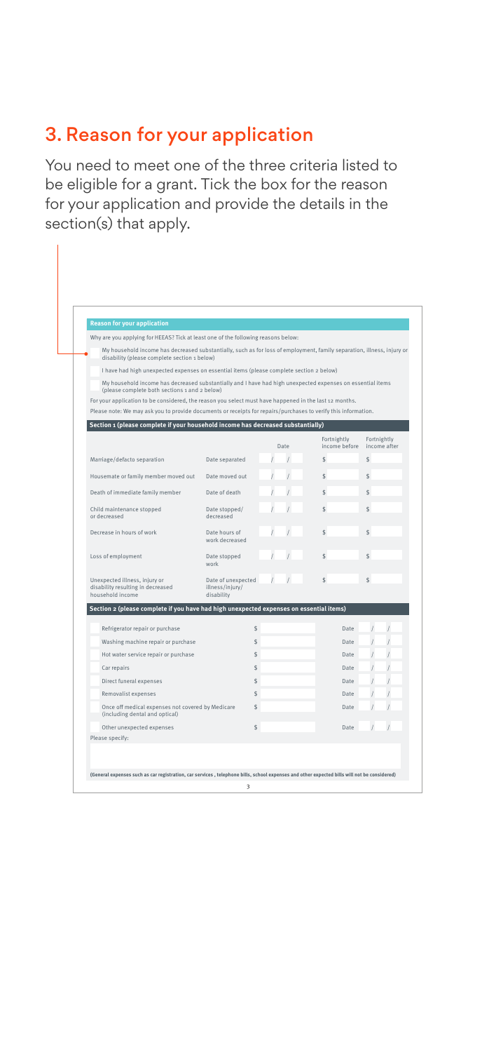## 3. Reason for your application

You need to meet one of the three criteria listed to be eligible for a grant. Tick the box for the reason for your application and provide the details in the section(s) that apply.

**Reason for your application**

Why are you applying for HEEAS? Tick at least one of the following reasons below:

- ☐ My household income has decreased substantially, such as for loss of employment, family separation, illness, injury or disability (please complete section 1 below)
- ☐ I have had high unexpected expenses on essential items (please complete section 2 below)
- ☐ My household income has decreased substantially and I have had high unexpected expenses on essential items (please complete both sections 1 and 2 below)

For your application to be considered, the reason you select must have happened in the last 12 months.

Please note: We may ask you to provide documents or receipts for repairs/purchases to verify this information.

**Section 1 (please complete if your household income has decreased substantially)**

| | | Date | Fortnightly income before | Fortnightly income after |
|---|---|---|---|---|
| Marriage/defacto separation | Date separated | / / | $ | $ |
| Housemate or family member moved out | Date moved out | / / | $ | $ |
| Death of immediate family member | Date of death | / / | $ | $ |
| Child maintenance stopped or decreased | Date stopped/ decreased | / / | $ | $ |
| Decrease in hours of work | Date hours of work decreased | / / | $ | $ |
| Loss of employment | Date stopped work | / / | $ | $ |
| Unexpected illness, injury or disability resulting in decreased household income | Date of unexpected illness/injury/ disability | / / | $ | $ |

**Section 2 (please complete if you have had high unexpected expenses on essential items)**

| | Amount | | Date |
|---|---|---|---|
| ☐ Refrigerator repair or purchase | $ | Date | / / |
| ☐ Washing machine repair or purchase | $ | Date | / / |
| ☐ Hot water service repair or purchase | $ | Date | / / |
| ☐ Car repairs | $ | Date | / / |
| ☐ Direct funeral expenses | $ | Date | / / |
| ☐ Removalist expenses | $ | Date | / / |
| ☐ Once off medical expenses not covered by Medicare (including dental and optical) | $ | Date | / / |
| ☐ Other unexpected expenses | $ | Date | / / |

Please specify:

**(General expenses such as car registration, car services , telephone bills, school expenses and other expected bills will not be considered)**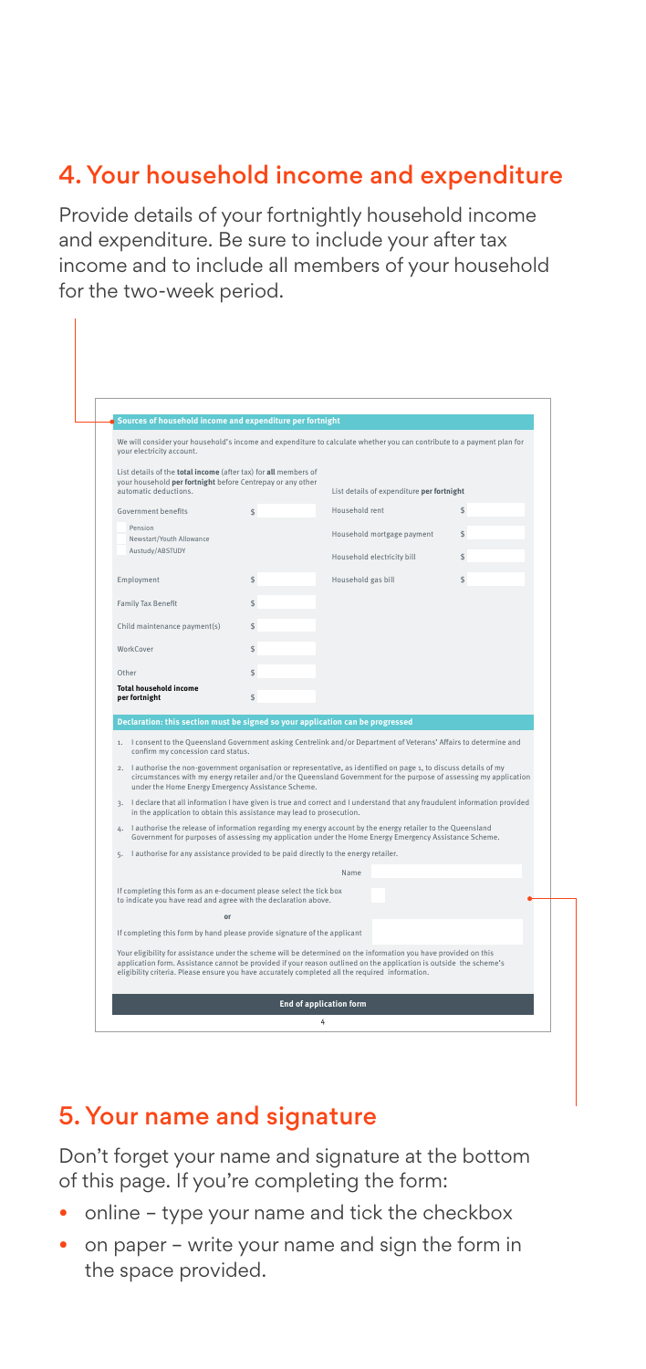## 4. Your household income and expenditure

Provide details of your fortnightly household income and expenditure. Be sure to include your after tax income and to include all members of your household for the two-week period.

**Sources of household income and expenditure per fortnight**

We will consider your household's income and expenditure to calculate whether you can contribute to a payment plan for your electricity account.

| List details of the **total income** (after tax) for **all** members of your household **per fortnight** before Centrepay or any other automatic deductions. | | List details of expenditure **per fortnight** | |
|---|---|---|---|
| Government benefits<br>Pension<br>Newstart/Youth Allowance<br>Austudy/ABSTUDY | $ | Household rent | $ |
| | | Household mortgage payment | $ |
| | | Household electricity bill | $ |
| Employment | $ | Household gas bill | $ |
| Family Tax Benefit | $ | | |
| Child maintenance payment(s) | $ | | |
| WorkCover | $ | | |
| Other | $ | | |
| **Total household income per fortnight** | $ | | |

**Declaration: this section must be signed so your application can be progressed**

1. I consent to the Queensland Government asking Centrelink and/or Department of Veterans' Affairs to determine and confirm my concession card status.
2. I authorise the non-government organisation or representative, as identified on page 1, to discuss details of my circumstances with my energy retailer and/or the Queensland Government for the purpose of assessing my application under the Home Energy Emergency Assistance Scheme.
3. I declare that all information I have given is true and correct and I understand that any fraudulent information provided in the application to obtain this assistance may lead to prosecution.
4. I authorise the release of information regarding my energy account by the energy retailer to the Queensland Government for purposes of assessing my application under the Home Energy Emergency Assistance Scheme.
5. I authorise for any assistance provided to be paid directly to the energy retailer.

Name

If completing this form as an e-document please select the tick box to indicate you have read and agree with the declaration above.

**or**

If completing this form by hand please provide signature of the applicant

Your eligibility for assistance under the scheme will be determined on the information you have provided on this application form. Assistance cannot be provided if your reason outlined on the application is outside the scheme's eligibility criteria. Please ensure you have accurately completed all the required information.

**End of application form**

## 5. Your name and signature

Don't forget your name and signature at the bottom of this page. If you're completing the form:

- online – type your name and tick the checkbox
- on paper – write your name and sign the form in the space provided.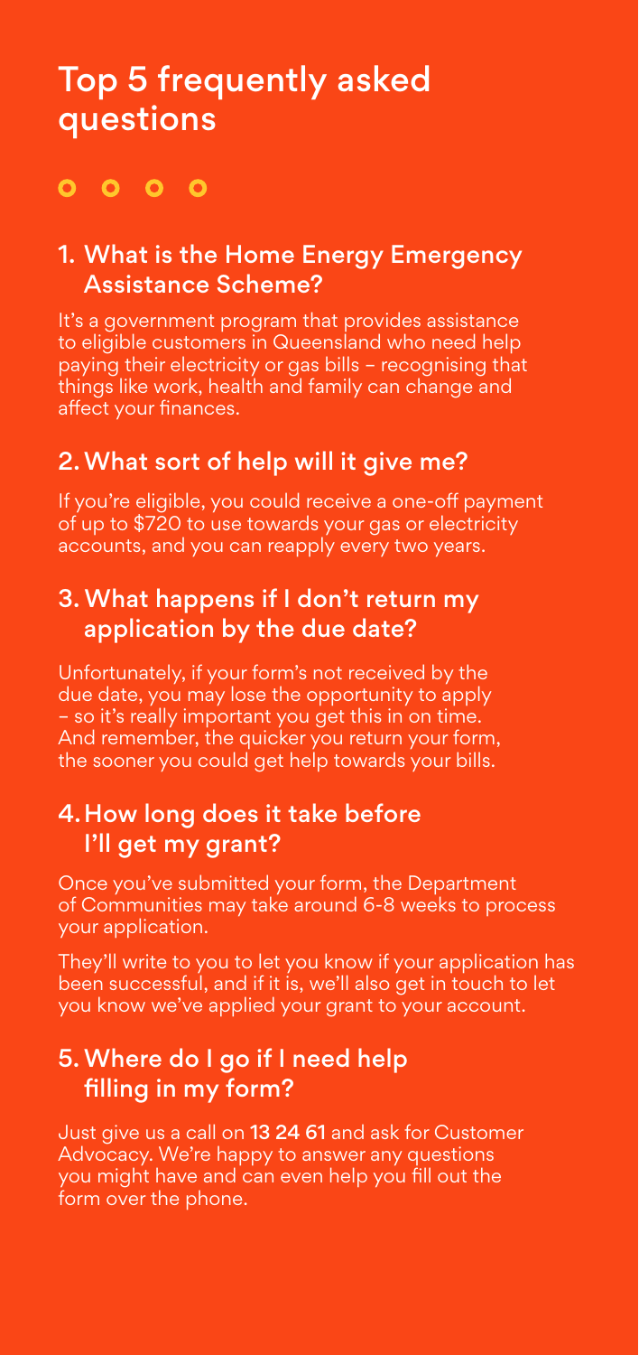# Top 5 frequently asked questions

## 1. What is the Home Energy Emergency Assistance Scheme?

It's a government program that provides assistance to eligible customers in Queensland who need help paying their electricity or gas bills – recognising that things like work, health and family can change and affect your finances.

## 2. What sort of help will it give me?

If you're eligible, you could receive a one-off payment of up to $720 to use towards your gas or electricity accounts, and you can reapply every two years.

## 3. What happens if I don't return my application by the due date?

Unfortunately, if your form's not received by the due date, you may lose the opportunity to apply – so it's really important you get this in on time. And remember, the quicker you return your form, the sooner you could get help towards your bills.

## 4. How long does it take before I'll get my grant?

Once you've submitted your form, the Department of Communities may take around 6-8 weeks to process your application.

They'll write to you to let you know if your application has been successful, and if it is, we'll also get in touch to let you know we've applied your grant to your account.

## 5. Where do I go if I need help filling in my form?

Just give us a call on **13 24 61** and ask for Customer Advocacy. We're happy to answer any questions you might have and can even help you fill out the form over the phone.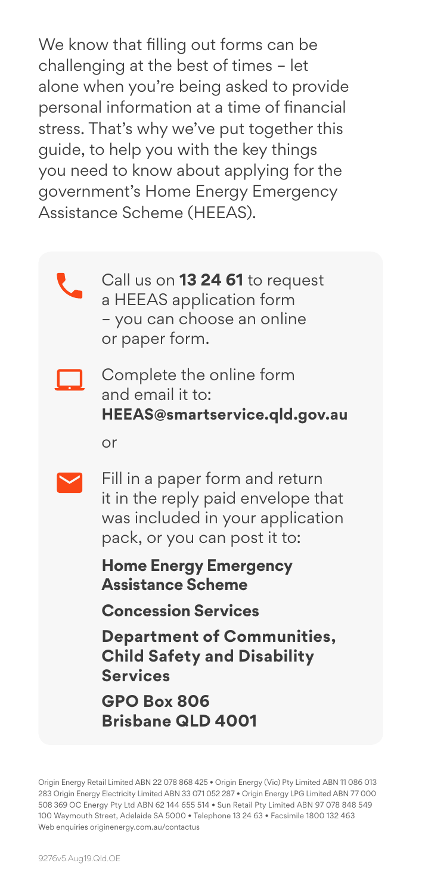We know that filling out forms can be challenging at the best of times – let alone when you're being asked to provide personal information at a time of financial stress. That's why we've put together this guide, to help you with the key things you need to know about applying for the government's Home Energy Emergency Assistance Scheme (HEEAS).

Call us on **13 24 61** to request a HEEAS application form – you can choose an online or paper form.

Complete the online form and email it to: **HEEAS@smartservice.qld.gov.au**

or

Fill in a paper form and return it in the reply paid envelope that was included in your application pack, or you can post it to:

**Home Energy Emergency Assistance Scheme**

**Concession Services**

**Department of Communities, Child Safety and Disability Services**

**GPO Box 806**
**Brisbane QLD 4001**

Origin Energy Retail Limited ABN 22 078 868 425 • Origin Energy (Vic) Pty Limited ABN 11 086 013 283 Origin Energy Electricity Limited ABN 33 071 052 287 • Origin Energy LPG Limited ABN 77 000 508 369 OC Energy Pty Ltd ABN 62 144 655 514 • Sun Retail Pty Limited ABN 97 078 848 549 100 Waymouth Street, Adelaide SA 5000 • Telephone 13 24 63 • Facsimile 1800 132 463 Web enquiries originenergy.com.au/contactus

9276v5.Aug19.Qld.OE